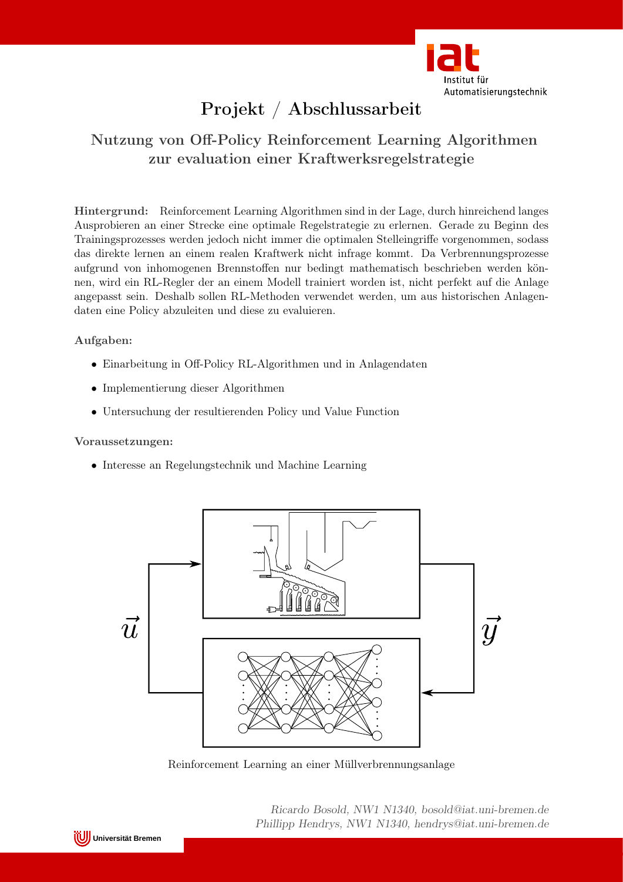# Projekt / Abschlussarbeit

## Nutzung von Off-Policy Reinforcement Learning Algorithmen zur evaluation einer Kraftwerksregelstrategie

**Hintergrund:** Reinforcement Learning Algorithmen sind in der Lage, durch hinreichend langes Ausprobieren an einer Strecke eine optimale Regelstrategie zu erlernen. Gerade zu Beginn des Trainingsprozesses werden jedoch nicht immer die optimalen Stelleingriffe vorgenommen, sodass das direkte lernen an einem realen Kraftwerk nicht infrage kommt. Da Verbrennungsprozesse aufgrund von inhomogenen Brennstoffen nur bedingt mathematisch beschrieben werden können, wird ein RL-Regler der an einem Modell trainiert worden ist, nicht perfekt auf die Anlage angepasst sein. Deshalb sollen RL-Methoden verwendet werden, um aus historischen Anlagendaten eine Policy abzuleiten und diese zu evaluieren.

**Aufgaben:**

- Einarbeitung in Off-Policy RL-Algorithmen und in Anlagendaten
- Implementierung dieser Algorithmen
- Untersuchung der resultierenden Policy und Value Function

**Voraussetzungen:**

- Interesse an Regelungstechnik und Machine Learning

$\vec{u}$ $\vec{y}$

Reinforcement Learning an einer Müllverbrennungsanlage

*Ricardo Bosold, NW1 N1340, bosold@iat.uni-bremen.de*
*Phillipp Hendrys, NW1 N1340, hendrys@iat.uni-bremen.de*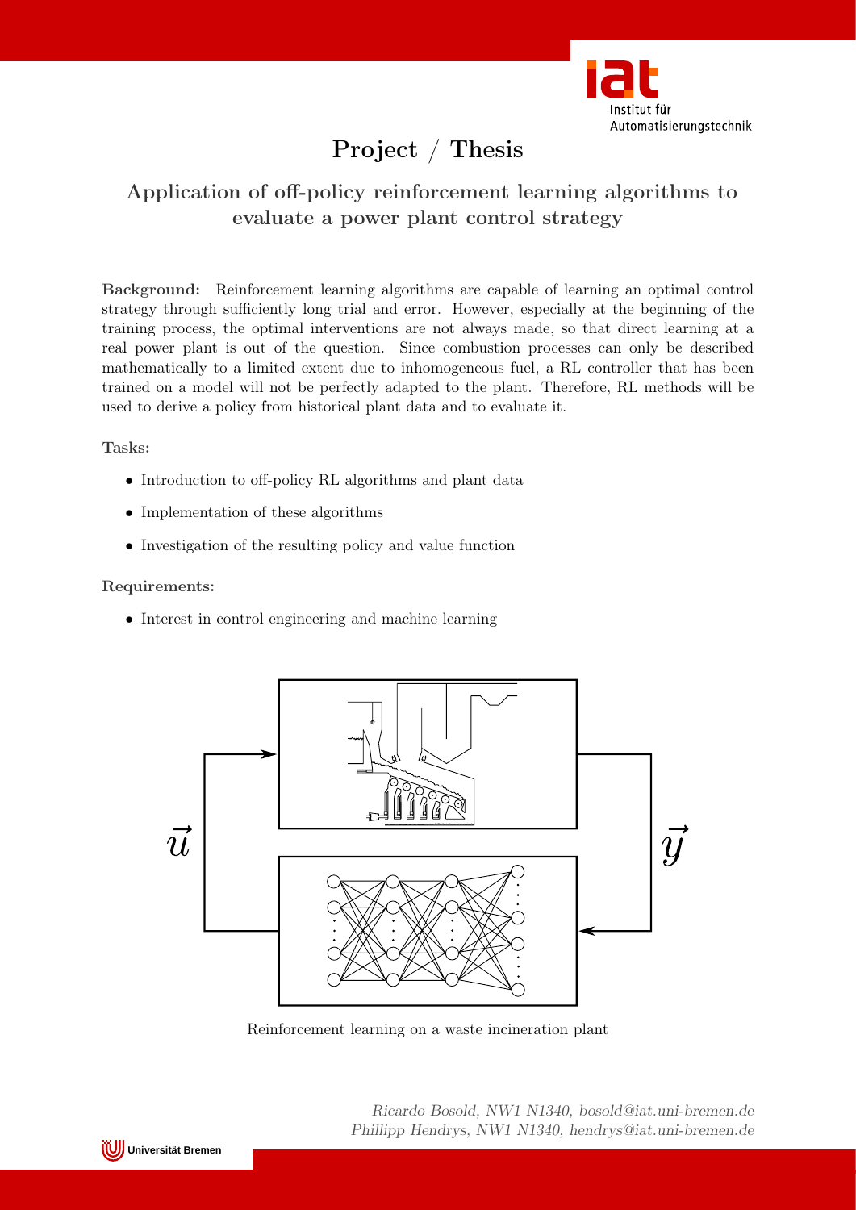# Project / Thesis

## Application of off-policy reinforcement learning algorithms to evaluate a power plant control strategy

**Background:** Reinforcement learning algorithms are capable of learning an optimal control strategy through sufficiently long trial and error. However, especially at the beginning of the training process, the optimal interventions are not always made, so that direct learning at a real power plant is out of the question. Since combustion processes can only be described mathematically to a limited extent due to inhomogeneous fuel, a RL controller that has been trained on a model will not be perfectly adapted to the plant. Therefore, RL methods will be used to derive a policy from historical plant data and to evaluate it.

**Tasks:**

- Introduction to off-policy RL algorithms and plant data
- Implementation of these algorithms
- Investigation of the resulting policy and value function

**Requirements:**

- Interest in control engineering and machine learning

$\vec{u}$

$\vec{y}$

Reinforcement learning on a waste incineration plant

*Ricardo Bosold, NW1 N1340, bosold@iat.uni-bremen.de*
*Phillipp Hendrys, NW1 N1340, hendrys@iat.uni-bremen.de*